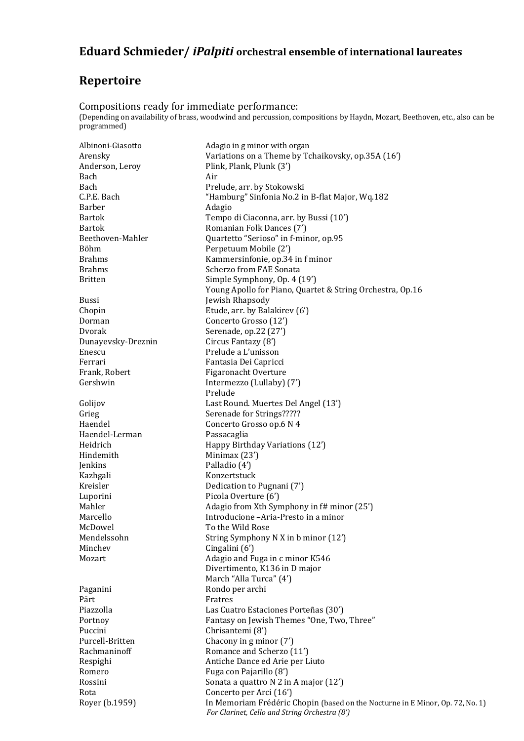## Eduard Schmieder/ *iPalpiti* orchestral ensemble of international laureates

## Repertoire

### Compositions ready for immediate performance:

(Depending on availability of brass, woodwind and percussion, compositions by Haydn, Mozart, Beethoven, etc., also can be programmed)

| | |
|---|---|
| Albinoni-Giasotto | Adagio in g minor with organ |
| Arensky | Variations on a Theme by Tchaikovsky, op.35A (16’) |
| Anderson, Leroy | Plink, Plank, Plunk (3’) |
| Bach | Air |
| Bach | Prelude, arr. by Stokowski |
| C.P.E. Bach | “Hamburg” Sinfonia No.2 in B-flat Major, Wq.182 |
| Barber | Adagio |
| Bartok | Tempo di Ciaconna, arr. by Bussi (10’) |
| Bartok | Romanian Folk Dances (7’) |
| Beethoven-Mahler | Quartetto “Serioso” in f-minor, op.95 |
| Böhm | Perpetuum Mobile (2’) |
| Brahms | Kammersinfonie, op.34 in f minor |
| Brahms | Scherzo from FAE Sonata |
| Britten | Simple Symphony, Op. 4 (19’) |
| | Young Apollo for Piano, Quartet & String Orchestra, Op.16 |
| Bussi | Jewish Rhapsody |
| Chopin | Etude, arr. by Balakirev (6’) |
| Dorman | Concerto Grosso (12’) |
| Dvorak | Serenade, op.22 (27’) |
| Dunayevsky-Dreznin | Circus Fantazy (8’) |
| Enescu | Prelude a L’unisson |
| Ferrari | Fantasia Dei Capricci |
| Frank, Robert | Figaronacht Overture |
| Gershwin | Intermezzo (Lullaby) (7’) |
| | Prelude |
| Golijov | Last Round. Muertes Del Angel (13’) |
| Grieg | Serenade for Strings????? |
| Haendel | Concerto Grosso op.6 N 4 |
| Haendel-Lerman | Passacaglia |
| Heidrich | Happy Birthday Variations (12’) |
| Hindemith | Minimax (23’) |
| Jenkins | Palladio (4’) |
| Kazhgali | Konzertstuck |
| Kreisler | Dedication to Pugnani (7’) |
| Luporini | Picola Overture (6’) |
| Mahler | Adagio from Xth Symphony in f# minor (25’) |
| Marcello | Introducione –Aria-Presto in a minor |
| McDowel | To the Wild Rose |
| Mendelssohn | String Symphony N X in b minor (12’) |
| Minchev | Cingalini (6’) |
| Mozart | Adagio and Fuga in c minor K546 |
| | Divertimento, K136 in D major |
| | March “Alla Turca” (4’) |
| Paganini | Rondo per archi |
| Pärt | Fratres |
| Piazzolla | Las Cuatro Estaciones Porteñas (30’) |
| Portnoy | Fantasy on Jewish Themes “One, Two, Three” |
| Puccini | Chrisantemi (8’) |
| Purcell-Britten | Chacony in g minor (7’) |
| Rachmaninoff | Romance and Scherzo (11’) |
| Respighi | Antiche Dance ed Arie per Liuto |
| Romero | Fuga con Pajarillo (8’) |
| Rossini | Sonata a quattro N 2 in A major (12’) |
| Rota | Concerto per Arci (16’) |
| Royer (b.1959) | In Memoriam Frédéric Chopin (based on the Nocturne in E Minor, Op. 72, No. 1) *For Clarinet, Cello and String Orchestra (8’)* |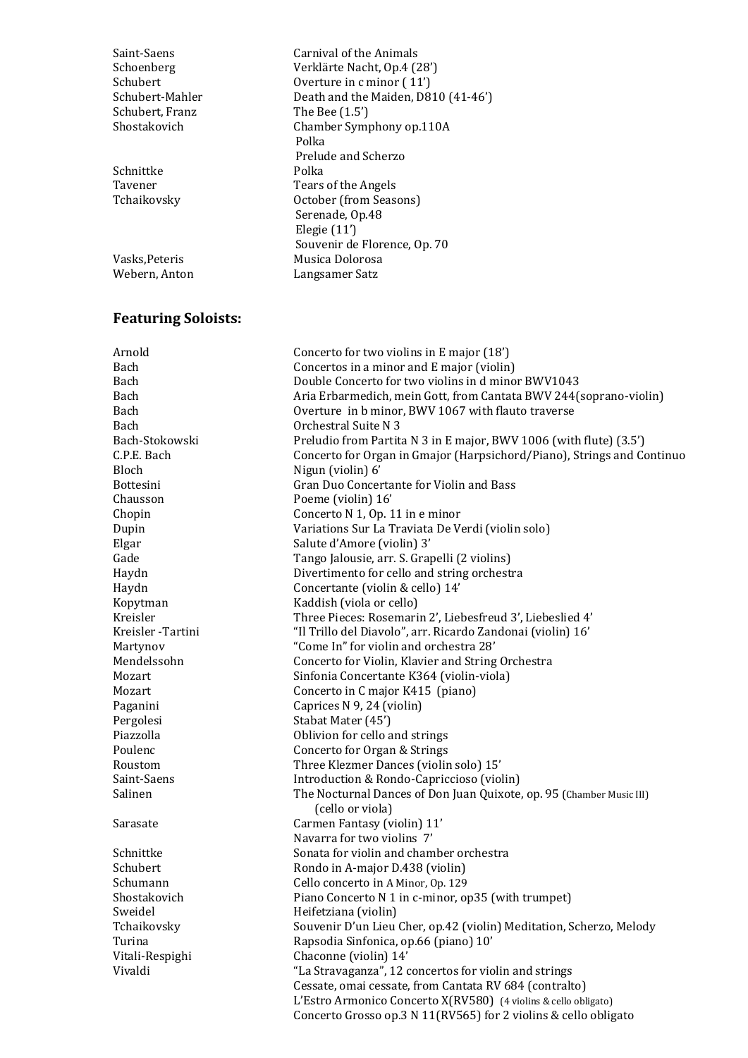| | |
|---|---|
| Saint-Saens | Carnival of the Animals |
| Schoenberg | Verklärte Nacht, Op.4 (28’) |
| Schubert | Overture in c minor ( 11’) |
| Schubert-Mahler | Death and the Maiden, D810 (41-46’) |
| Schubert, Franz | The Bee (1.5’) |
| Shostakovich | Chamber Symphony op.110A |
| | Polka |
| | Prelude and Scherzo |
| Schnittke | Polka |
| Tavener | Tears of the Angels |
| Tchaikovsky | October (from Seasons) |
| | Serenade, Op.48 |
| | Elegie (11’) |
| | Souvenir de Florence, Op. 70 |
| Vasks,Peteris | Musica Dolorosa |
| Webern, Anton | Langsamer Satz |

## Featuring Soloists:

| | |
|---|---|
| Arnold | Concerto for two violins in E major (18’) |
| Bach | Concertos in a minor and E major (violin) |
| Bach | Double Concerto for two violins in d minor BWV1043 |
| Bach | Aria Erbarmedich, mein Gott, from Cantata BWV 244(soprano-violin) |
| Bach | Overture in b minor, BWV 1067 with flauto traverse |
| Bach | Orchestral Suite N 3 |
| Bach-Stokowski | Preludio from Partita N 3 in E major, BWV 1006 (with flute) (3.5’) |
| C.P.E. Bach | Concerto for Organ in Gmajor (Harpsichord/Piano), Strings and Continuo |
| Bloch | Nigun (violin) 6’ |
| Bottesini | Gran Duo Concertante for Violin and Bass |
| Chausson | Poeme (violin) 16’ |
| Chopin | Concerto N 1, Op. 11 in e minor |
| Dupin | Variations Sur La Traviata De Verdi (violin solo) |
| Elgar | Salute d’Amore (violin) 3’ |
| Gade | Tango Jalousie, arr. S. Grapelli (2 violins) |
| Haydn | Divertimento for cello and string orchestra |
| Haydn | Concertante (violin & cello) 14’ |
| Kopytman | Kaddish (viola or cello) |
| Kreisler | Three Pieces: Rosemarin 2’, Liebesfreud 3’, Liebeslied 4’ |
| Kreisler -Tartini | “Il Trillo del Diavolo”, arr. Ricardo Zandonai (violin) 16’ |
| Martynov | “Come In” for violin and orchestra 28’ |
| Mendelssohn | Concerto for Violin, Klavier and String Orchestra |
| Mozart | Sinfonia Concertante K364 (violin-viola) |
| Mozart | Concerto in C major K415 (piano) |
| Paganini | Caprices N 9, 24 (violin) |
| Pergolesi | Stabat Mater (45’) |
| Piazzolla | Oblivion for cello and strings |
| Poulenc | Concerto for Organ & Strings |
| Roustom | Three Klezmer Dances (violin solo) 15’ |
| Saint-Saens | Introduction & Rondo-Capriccioso (violin) |
| Salinen | The Nocturnal Dances of Don Juan Quixote, op. 95 (Chamber Music III) (cello or viola) |
| Sarasate | Carmen Fantasy (violin) 11’ |
| | Navarra for two violins 7’ |
| Schnittke | Sonata for violin and chamber orchestra |
| Schubert | Rondo in A-major D.438 (violin) |
| Schumann | Cello concerto in A Minor, Op. 129 |
| Shostakovich | Piano Concerto N 1 in c-minor, op35 (with trumpet) |
| Sweidel | Heifetziana (violin) |
| Tchaikovsky | Souvenir D’un Lieu Cher, op.42 (violin) Meditation, Scherzo, Melody |
| Turina | Rapsodia Sinfonica, op.66 (piano) 10’ |
| Vitali-Respighi | Chaconne (violin) 14’ |
| Vivaldi | “La Stravaganza”, 12 concertos for violin and strings |
| | Cessate, omai cessate, from Cantata RV 684 (contralto) |
| | L’Estro Armonico Concerto X(RV580) (4 violins & cello obligato) |
| | Concerto Grosso op.3 N 11(RV565) for 2 violins & cello obligato |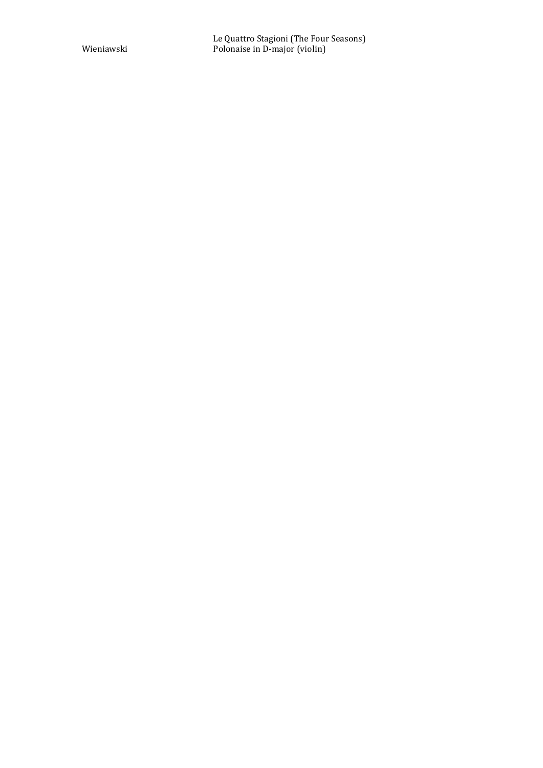| | |
|---|---|
| | Le Quattro Stagioni (The Four Seasons) |
| Wieniawski | Polonaise in D-major (violin) |